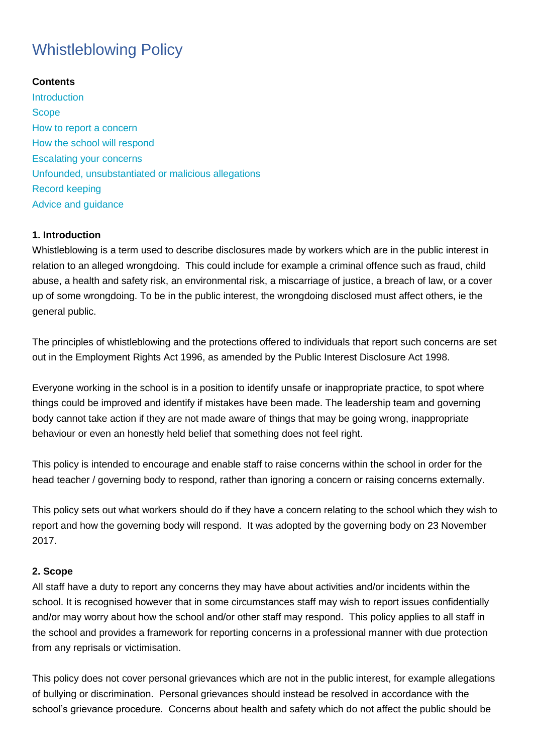# Whistleblowing Policy

**Contents**

Introduction
Scope
How to report a concern
How the school will respond
Escalating your concerns
Unfounded, unsubstantiated or malicious allegations
Record keeping
Advice and guidance

**1. Introduction**

Whistleblowing is a term used to describe disclosures made by workers which are in the public interest in relation to an alleged wrongdoing. This could include for example a criminal offence such as fraud, child abuse, a health and safety risk, an environmental risk, a miscarriage of justice, a breach of law, or a cover up of some wrongdoing. To be in the public interest, the wrongdoing disclosed must affect others, ie the general public.

The principles of whistleblowing and the protections offered to individuals that report such concerns are set out in the Employment Rights Act 1996, as amended by the Public Interest Disclosure Act 1998.

Everyone working in the school is in a position to identify unsafe or inappropriate practice, to spot where things could be improved and identify if mistakes have been made. The leadership team and governing body cannot take action if they are not made aware of things that may be going wrong, inappropriate behaviour or even an honestly held belief that something does not feel right.

This policy is intended to encourage and enable staff to raise concerns within the school in order for the head teacher / governing body to respond, rather than ignoring a concern or raising concerns externally.

This policy sets out what workers should do if they have a concern relating to the school which they wish to report and how the governing body will respond. It was adopted by the governing body on 23 November 2017.

**2. Scope**

All staff have a duty to report any concerns they may have about activities and/or incidents within the school. It is recognised however that in some circumstances staff may wish to report issues confidentially and/or may worry about how the school and/or other staff may respond. This policy applies to all staff in the school and provides a framework for reporting concerns in a professional manner with due protection from any reprisals or victimisation.

This policy does not cover personal grievances which are not in the public interest, for example allegations of bullying or discrimination. Personal grievances should instead be resolved in accordance with the school's grievance procedure. Concerns about health and safety which do not affect the public should be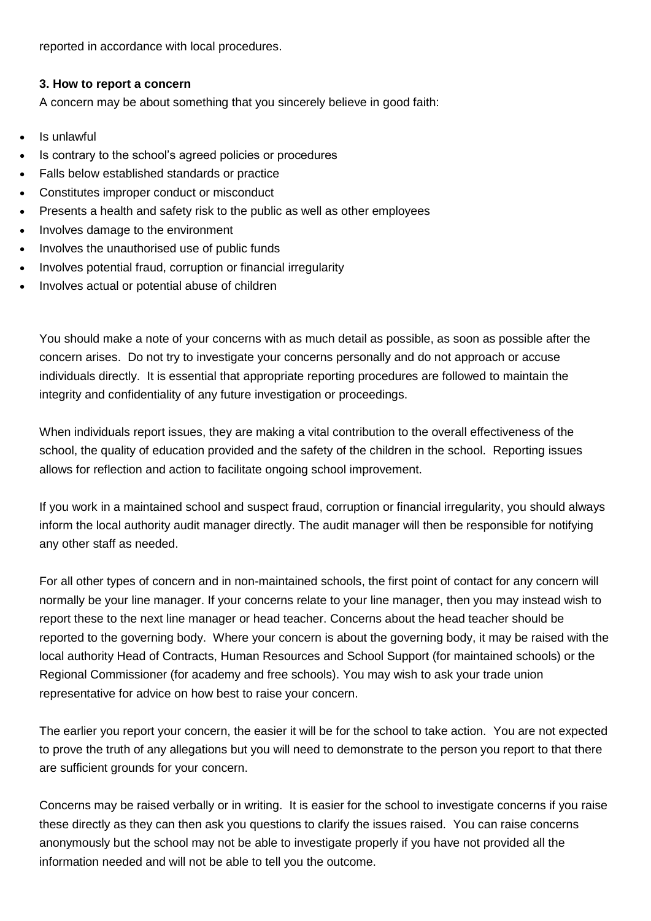reported in accordance with local procedures.

### 3. How to report a concern

A concern may be about something that you sincerely believe in good faith:

- Is unlawful
- Is contrary to the school's agreed policies or procedures
- Falls below established standards or practice
- Constitutes improper conduct or misconduct
- Presents a health and safety risk to the public as well as other employees
- Involves damage to the environment
- Involves the unauthorised use of public funds
- Involves potential fraud, corruption or financial irregularity
- Involves actual or potential abuse of children

You should make a note of your concerns with as much detail as possible, as soon as possible after the concern arises. Do not try to investigate your concerns personally and do not approach or accuse individuals directly. It is essential that appropriate reporting procedures are followed to maintain the integrity and confidentiality of any future investigation or proceedings.

When individuals report issues, they are making a vital contribution to the overall effectiveness of the school, the quality of education provided and the safety of the children in the school. Reporting issues allows for reflection and action to facilitate ongoing school improvement.

If you work in a maintained school and suspect fraud, corruption or financial irregularity, you should always inform the local authority audit manager directly. The audit manager will then be responsible for notifying any other staff as needed.

For all other types of concern and in non-maintained schools, the first point of contact for any concern will normally be your line manager. If your concerns relate to your line manager, then you may instead wish to report these to the next line manager or head teacher. Concerns about the head teacher should be reported to the governing body. Where your concern is about the governing body, it may be raised with the local authority Head of Contracts, Human Resources and School Support (for maintained schools) or the Regional Commissioner (for academy and free schools). You may wish to ask your trade union representative for advice on how best to raise your concern.

The earlier you report your concern, the easier it will be for the school to take action. You are not expected to prove the truth of any allegations but you will need to demonstrate to the person you report to that there are sufficient grounds for your concern.

Concerns may be raised verbally or in writing. It is easier for the school to investigate concerns if you raise these directly as they can then ask you questions to clarify the issues raised. You can raise concerns anonymously but the school may not be able to investigate properly if you have not provided all the information needed and will not be able to tell you the outcome.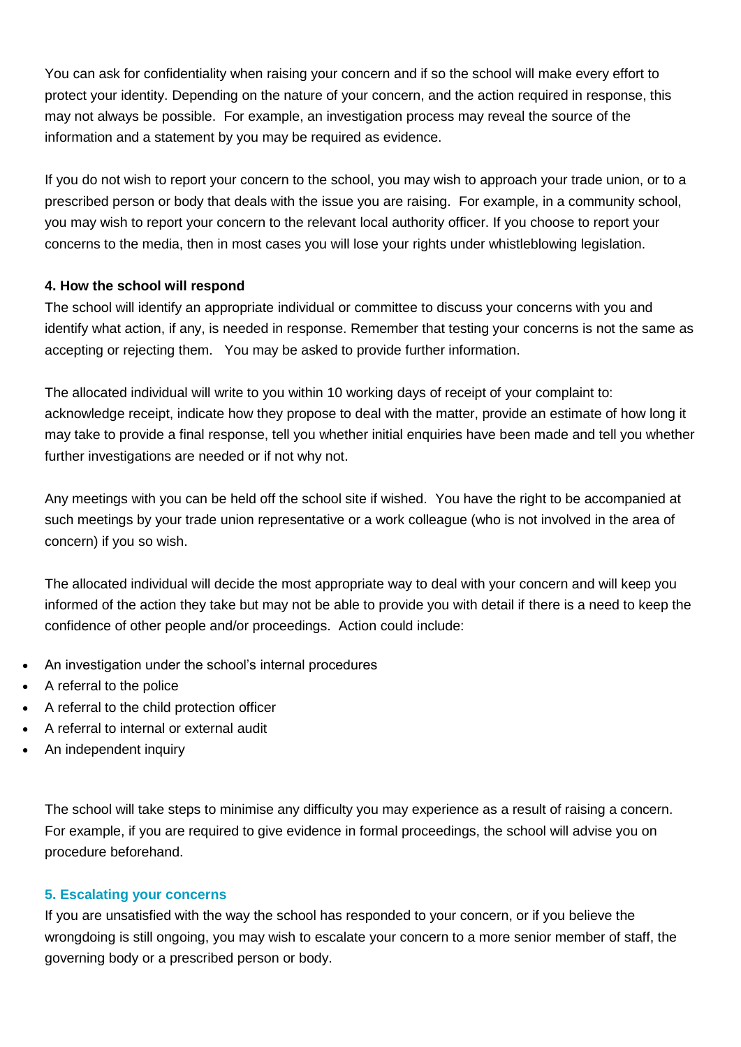You can ask for confidentiality when raising your concern and if so the school will make every effort to protect your identity. Depending on the nature of your concern, and the action required in response, this may not always be possible. For example, an investigation process may reveal the source of the information and a statement by you may be required as evidence.

If you do not wish to report your concern to the school, you may wish to approach your trade union, or to a prescribed person or body that deals with the issue you are raising. For example, in a community school, you may wish to report your concern to the relevant local authority officer. If you choose to report your concerns to the media, then in most cases you will lose your rights under whistleblowing legislation.

**4. How the school will respond**

The school will identify an appropriate individual or committee to discuss your concerns with you and identify what action, if any, is needed in response. Remember that testing your concerns is not the same as accepting or rejecting them. You may be asked to provide further information.

The allocated individual will write to you within 10 working days of receipt of your complaint to: acknowledge receipt, indicate how they propose to deal with the matter, provide an estimate of how long it may take to provide a final response, tell you whether initial enquiries have been made and tell you whether further investigations are needed or if not why not.

Any meetings with you can be held off the school site if wished. You have the right to be accompanied at such meetings by your trade union representative or a work colleague (who is not involved in the area of concern) if you so wish.

The allocated individual will decide the most appropriate way to deal with your concern and will keep you informed of the action they take but may not be able to provide you with detail if there is a need to keep the confidence of other people and/or proceedings. Action could include:

- An investigation under the school's internal procedures
- A referral to the police
- A referral to the child protection officer
- A referral to internal or external audit
- An independent inquiry

The school will take steps to minimise any difficulty you may experience as a result of raising a concern. For example, if you are required to give evidence in formal proceedings, the school will advise you on procedure beforehand.

**5. Escalating your concerns**

If you are unsatisfied with the way the school has responded to your concern, or if you believe the wrongdoing is still ongoing, you may wish to escalate your concern to a more senior member of staff, the governing body or a prescribed person or body.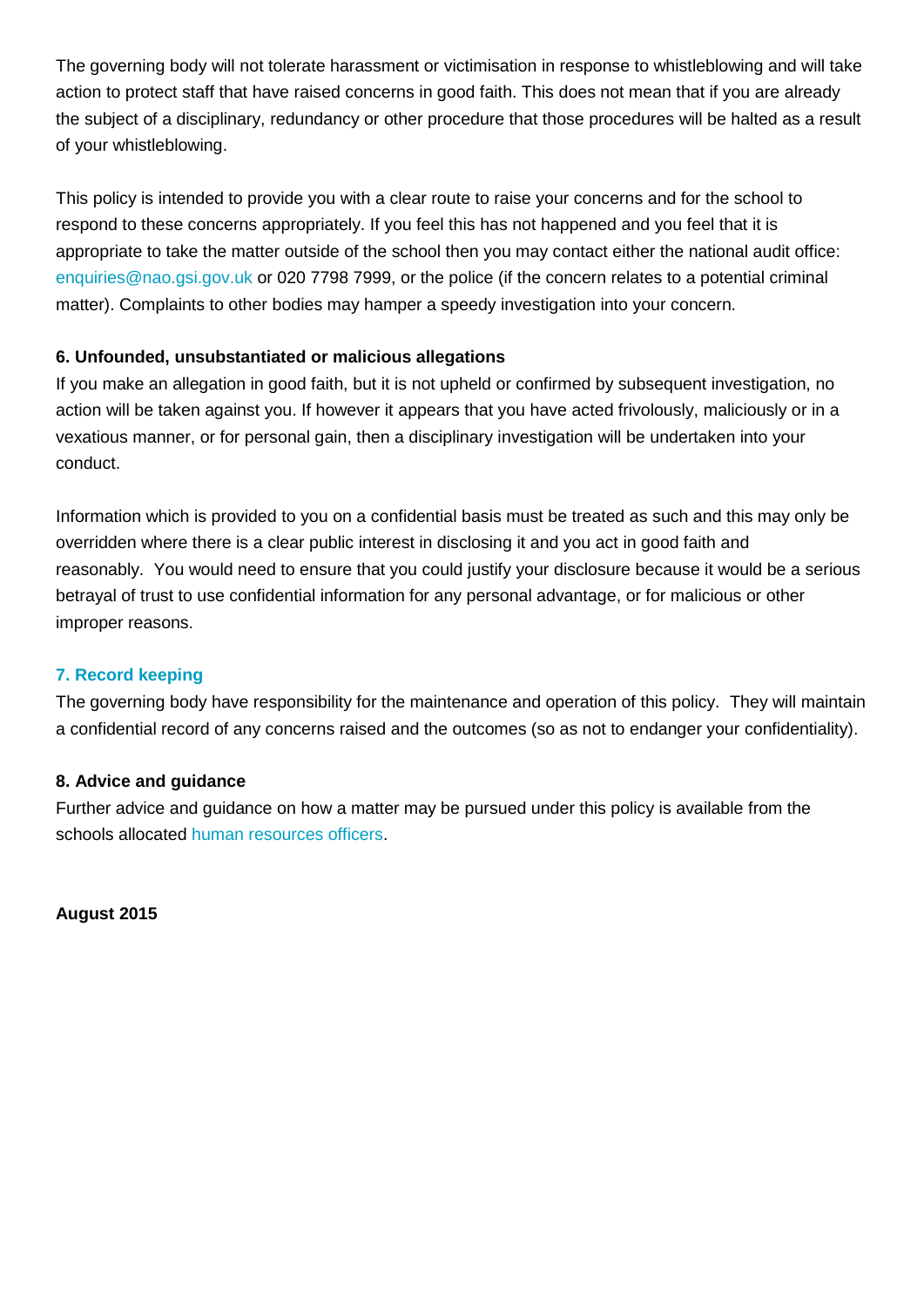The governing body will not tolerate harassment or victimisation in response to whistleblowing and will take action to protect staff that have raised concerns in good faith. This does not mean that if you are already the subject of a disciplinary, redundancy or other procedure that those procedures will be halted as a result of your whistleblowing.

This policy is intended to provide you with a clear route to raise your concerns and for the school to respond to these concerns appropriately. If you feel this has not happened and you feel that it is appropriate to take the matter outside of the school then you may contact either the national audit office: enquiries@nao.gsi.gov.uk or 020 7798 7999, or the police (if the concern relates to a potential criminal matter). Complaints to other bodies may hamper a speedy investigation into your concern.

**6. Unfounded, unsubstantiated or malicious allegations**

If you make an allegation in good faith, but it is not upheld or confirmed by subsequent investigation, no action will be taken against you. If however it appears that you have acted frivolously, maliciously or in a vexatious manner, or for personal gain, then a disciplinary investigation will be undertaken into your conduct.

Information which is provided to you on a confidential basis must be treated as such and this may only be overridden where there is a clear public interest in disclosing it and you act in good faith and reasonably. You would need to ensure that you could justify your disclosure because it would be a serious betrayal of trust to use confidential information for any personal advantage, or for malicious or other improper reasons.

**7. Record keeping**

The governing body have responsibility for the maintenance and operation of this policy. They will maintain a confidential record of any concerns raised and the outcomes (so as not to endanger your confidentiality).

**8. Advice and guidance**

Further advice and guidance on how a matter may be pursued under this policy is available from the schools allocated human resources officers.

**August 2015**